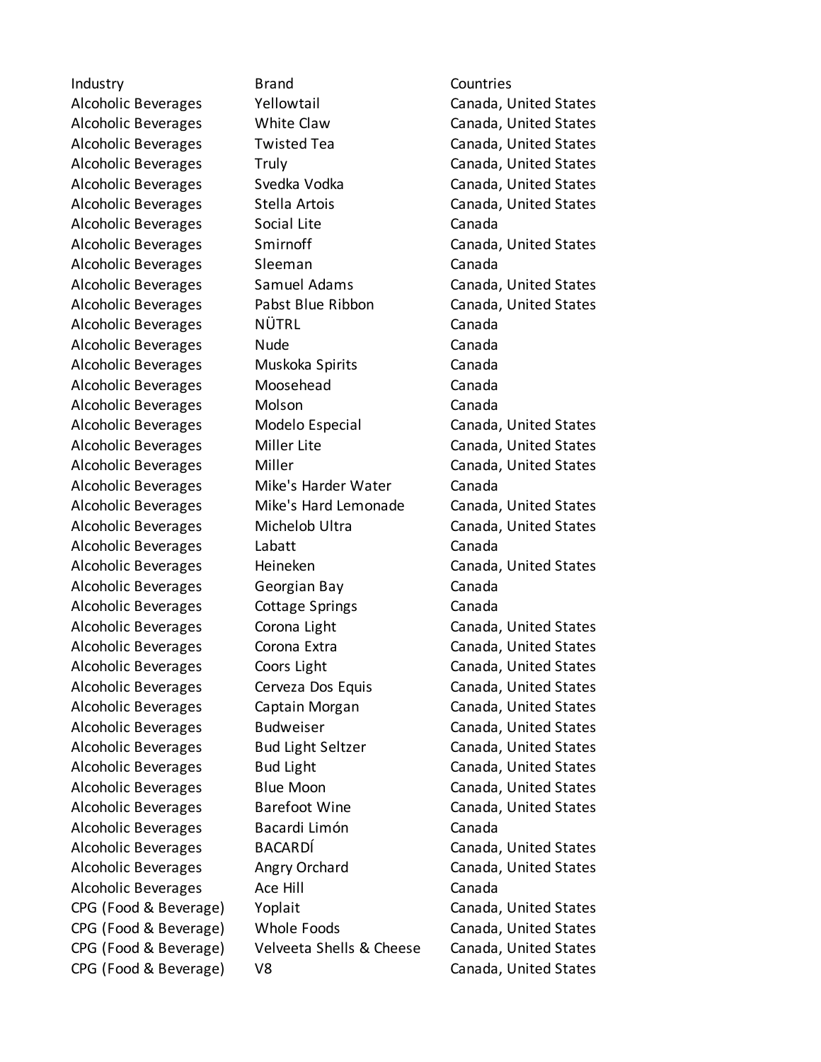| Industry | Brand | Countries |
| --- | --- | --- |
| Alcoholic Beverages | Yellowtail | Canada, United States |
| Alcoholic Beverages | White Claw | Canada, United States |
| Alcoholic Beverages | Twisted Tea | Canada, United States |
| Alcoholic Beverages | Truly | Canada, United States |
| Alcoholic Beverages | Svedka Vodka | Canada, United States |
| Alcoholic Beverages | Stella Artois | Canada, United States |
| Alcoholic Beverages | Social Lite | Canada |
| Alcoholic Beverages | Smirnoff | Canada, United States |
| Alcoholic Beverages | Sleeman | Canada |
| Alcoholic Beverages | Samuel Adams | Canada, United States |
| Alcoholic Beverages | Pabst Blue Ribbon | Canada, United States |
| Alcoholic Beverages | NÜTRL | Canada |
| Alcoholic Beverages | Nude | Canada |
| Alcoholic Beverages | Muskoka Spirits | Canada |
| Alcoholic Beverages | Moosehead | Canada |
| Alcoholic Beverages | Molson | Canada |
| Alcoholic Beverages | Modelo Especial | Canada, United States |
| Alcoholic Beverages | Miller Lite | Canada, United States |
| Alcoholic Beverages | Miller | Canada, United States |
| Alcoholic Beverages | Mike's Harder Water | Canada |
| Alcoholic Beverages | Mike's Hard Lemonade | Canada, United States |
| Alcoholic Beverages | Michelob Ultra | Canada, United States |
| Alcoholic Beverages | Labatt | Canada |
| Alcoholic Beverages | Heineken | Canada, United States |
| Alcoholic Beverages | Georgian Bay | Canada |
| Alcoholic Beverages | Cottage Springs | Canada |
| Alcoholic Beverages | Corona Light | Canada, United States |
| Alcoholic Beverages | Corona Extra | Canada, United States |
| Alcoholic Beverages | Coors Light | Canada, United States |
| Alcoholic Beverages | Cerveza Dos Equis | Canada, United States |
| Alcoholic Beverages | Captain Morgan | Canada, United States |
| Alcoholic Beverages | Budweiser | Canada, United States |
| Alcoholic Beverages | Bud Light Seltzer | Canada, United States |
| Alcoholic Beverages | Bud Light | Canada, United States |
| Alcoholic Beverages | Blue Moon | Canada, United States |
| Alcoholic Beverages | Barefoot Wine | Canada, United States |
| Alcoholic Beverages | Bacardi Limón | Canada |
| Alcoholic Beverages | BACARDÍ | Canada, United States |
| Alcoholic Beverages | Angry Orchard | Canada, United States |
| Alcoholic Beverages | Ace Hill | Canada |
| CPG (Food & Beverage) | Yoplait | Canada, United States |
| CPG (Food & Beverage) | Whole Foods | Canada, United States |
| CPG (Food & Beverage) | Velveeta Shells & Cheese | Canada, United States |
| CPG (Food & Beverage) | V8 | Canada, United States |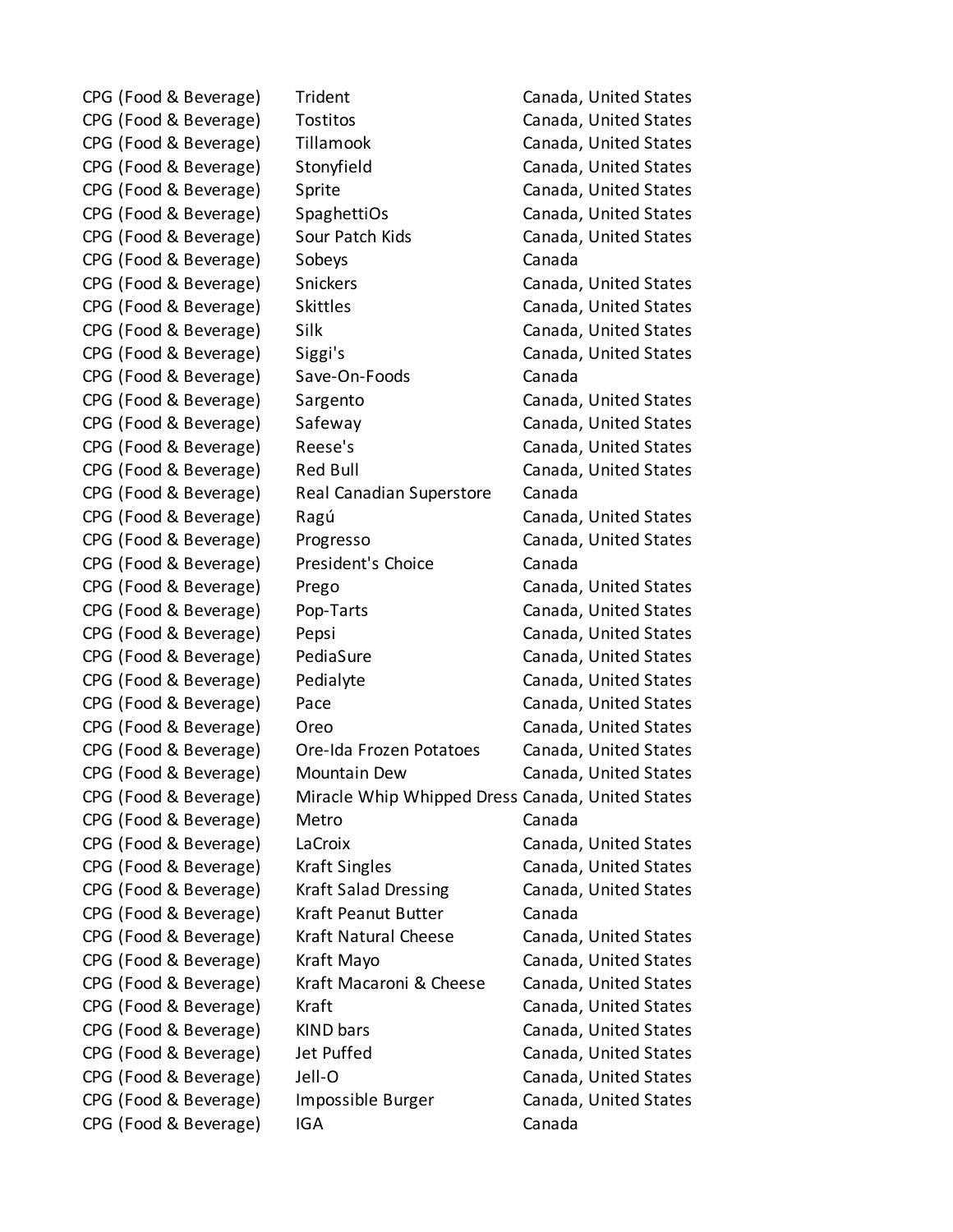| | | |
|---|---|---|
| CPG (Food & Beverage) | Trident | Canada, United States |
| CPG (Food & Beverage) | Tostitos | Canada, United States |
| CPG (Food & Beverage) | Tillamook | Canada, United States |
| CPG (Food & Beverage) | Stonyfield | Canada, United States |
| CPG (Food & Beverage) | Sprite | Canada, United States |
| CPG (Food & Beverage) | SpaghettiOs | Canada, United States |
| CPG (Food & Beverage) | Sour Patch Kids | Canada, United States |
| CPG (Food & Beverage) | Sobeys | Canada |
| CPG (Food & Beverage) | Snickers | Canada, United States |
| CPG (Food & Beverage) | Skittles | Canada, United States |
| CPG (Food & Beverage) | Silk | Canada, United States |
| CPG (Food & Beverage) | Siggi's | Canada, United States |
| CPG (Food & Beverage) | Save-On-Foods | Canada |
| CPG (Food & Beverage) | Sargento | Canada, United States |
| CPG (Food & Beverage) | Safeway | Canada, United States |
| CPG (Food & Beverage) | Reese's | Canada, United States |
| CPG (Food & Beverage) | Red Bull | Canada, United States |
| CPG (Food & Beverage) | Real Canadian Superstore | Canada |
| CPG (Food & Beverage) | Ragú | Canada, United States |
| CPG (Food & Beverage) | Progresso | Canada, United States |
| CPG (Food & Beverage) | President's Choice | Canada |
| CPG (Food & Beverage) | Prego | Canada, United States |
| CPG (Food & Beverage) | Pop-Tarts | Canada, United States |
| CPG (Food & Beverage) | Pepsi | Canada, United States |
| CPG (Food & Beverage) | PediaSure | Canada, United States |
| CPG (Food & Beverage) | Pedialyte | Canada, United States |
| CPG (Food & Beverage) | Pace | Canada, United States |
| CPG (Food & Beverage) | Oreo | Canada, United States |
| CPG (Food & Beverage) | Ore-Ida Frozen Potatoes | Canada, United States |
| CPG (Food & Beverage) | Mountain Dew | Canada, United States |
| CPG (Food & Beverage) | Miracle Whip Whipped Dress | Canada, United States |
| CPG (Food & Beverage) | Metro | Canada |
| CPG (Food & Beverage) | LaCroix | Canada, United States |
| CPG (Food & Beverage) | Kraft Singles | Canada, United States |
| CPG (Food & Beverage) | Kraft Salad Dressing | Canada, United States |
| CPG (Food & Beverage) | Kraft Peanut Butter | Canada |
| CPG (Food & Beverage) | Kraft Natural Cheese | Canada, United States |
| CPG (Food & Beverage) | Kraft Mayo | Canada, United States |
| CPG (Food & Beverage) | Kraft Macaroni & Cheese | Canada, United States |
| CPG (Food & Beverage) | Kraft | Canada, United States |
| CPG (Food & Beverage) | KIND bars | Canada, United States |
| CPG (Food & Beverage) | Jet Puffed | Canada, United States |
| CPG (Food & Beverage) | Jell-O | Canada, United States |
| CPG (Food & Beverage) | Impossible Burger | Canada, United States |
| CPG (Food & Beverage) | IGA | Canada |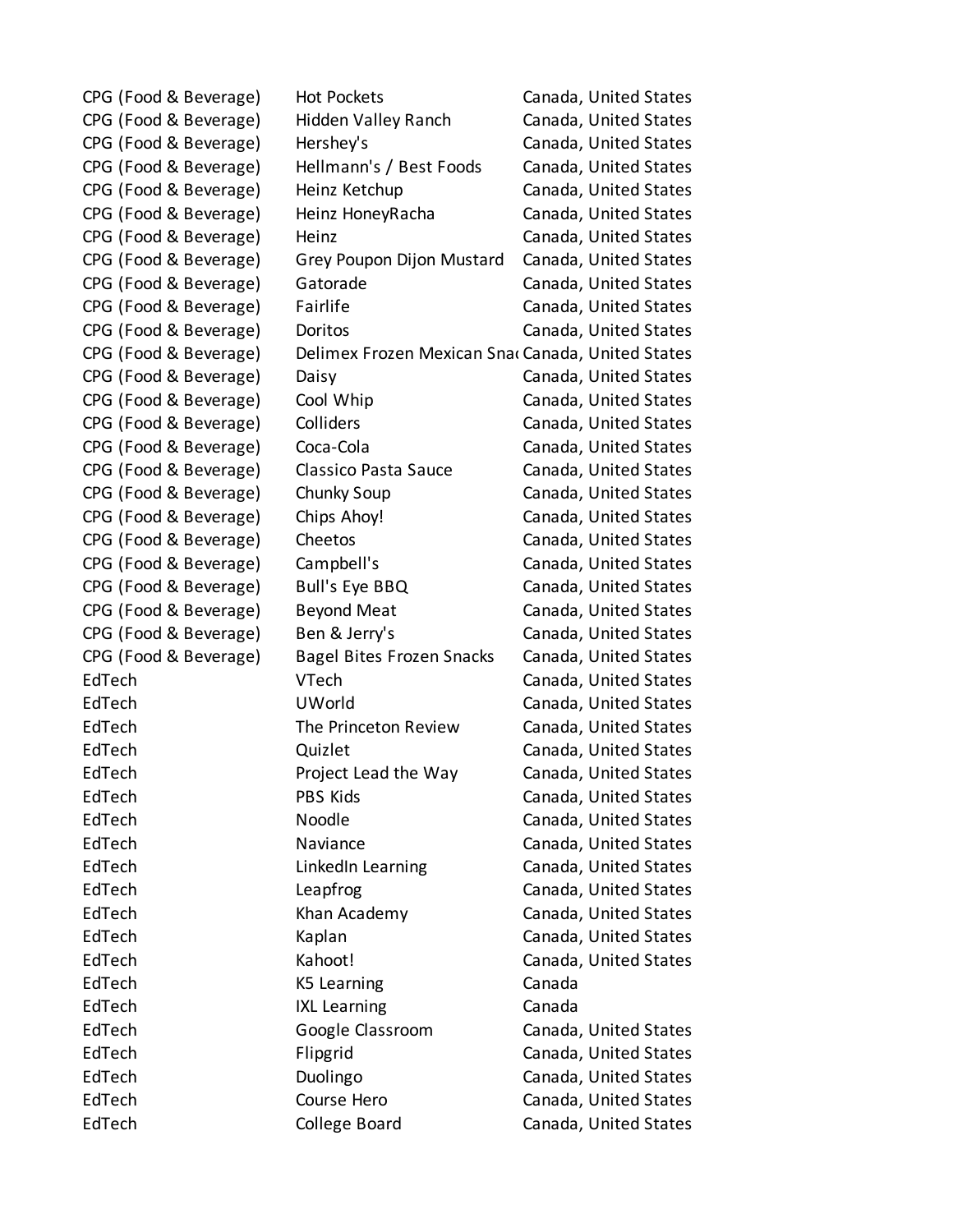| | | |
|---|---|---|
| CPG (Food & Beverage) | Hot Pockets | Canada, United States |
| CPG (Food & Beverage) | Hidden Valley Ranch | Canada, United States |
| CPG (Food & Beverage) | Hershey's | Canada, United States |
| CPG (Food & Beverage) | Hellmann's / Best Foods | Canada, United States |
| CPG (Food & Beverage) | Heinz Ketchup | Canada, United States |
| CPG (Food & Beverage) | Heinz HoneyRacha | Canada, United States |
| CPG (Food & Beverage) | Heinz | Canada, United States |
| CPG (Food & Beverage) | Grey Poupon Dijon Mustard | Canada, United States |
| CPG (Food & Beverage) | Gatorade | Canada, United States |
| CPG (Food & Beverage) | Fairlife | Canada, United States |
| CPG (Food & Beverage) | Doritos | Canada, United States |
| CPG (Food & Beverage) | Delimex Frozen Mexican Snac | Canada, United States |
| CPG (Food & Beverage) | Daisy | Canada, United States |
| CPG (Food & Beverage) | Cool Whip | Canada, United States |
| CPG (Food & Beverage) | Colliders | Canada, United States |
| CPG (Food & Beverage) | Coca-Cola | Canada, United States |
| CPG (Food & Beverage) | Classico Pasta Sauce | Canada, United States |
| CPG (Food & Beverage) | Chunky Soup | Canada, United States |
| CPG (Food & Beverage) | Chips Ahoy! | Canada, United States |
| CPG (Food & Beverage) | Cheetos | Canada, United States |
| CPG (Food & Beverage) | Campbell's | Canada, United States |
| CPG (Food & Beverage) | Bull's Eye BBQ | Canada, United States |
| CPG (Food & Beverage) | Beyond Meat | Canada, United States |
| CPG (Food & Beverage) | Ben & Jerry's | Canada, United States |
| CPG (Food & Beverage) | Bagel Bites Frozen Snacks | Canada, United States |
| EdTech | VTech | Canada, United States |
| EdTech | UWorld | Canada, United States |
| EdTech | The Princeton Review | Canada, United States |
| EdTech | Quizlet | Canada, United States |
| EdTech | Project Lead the Way | Canada, United States |
| EdTech | PBS Kids | Canada, United States |
| EdTech | Noodle | Canada, United States |
| EdTech | Naviance | Canada, United States |
| EdTech | LinkedIn Learning | Canada, United States |
| EdTech | Leapfrog | Canada, United States |
| EdTech | Khan Academy | Canada, United States |
| EdTech | Kaplan | Canada, United States |
| EdTech | Kahoot! | Canada, United States |
| EdTech | K5 Learning | Canada |
| EdTech | IXL Learning | Canada |
| EdTech | Google Classroom | Canada, United States |
| EdTech | Flipgrid | Canada, United States |
| EdTech | Duolingo | Canada, United States |
| EdTech | Course Hero | Canada, United States |
| EdTech | College Board | Canada, United States |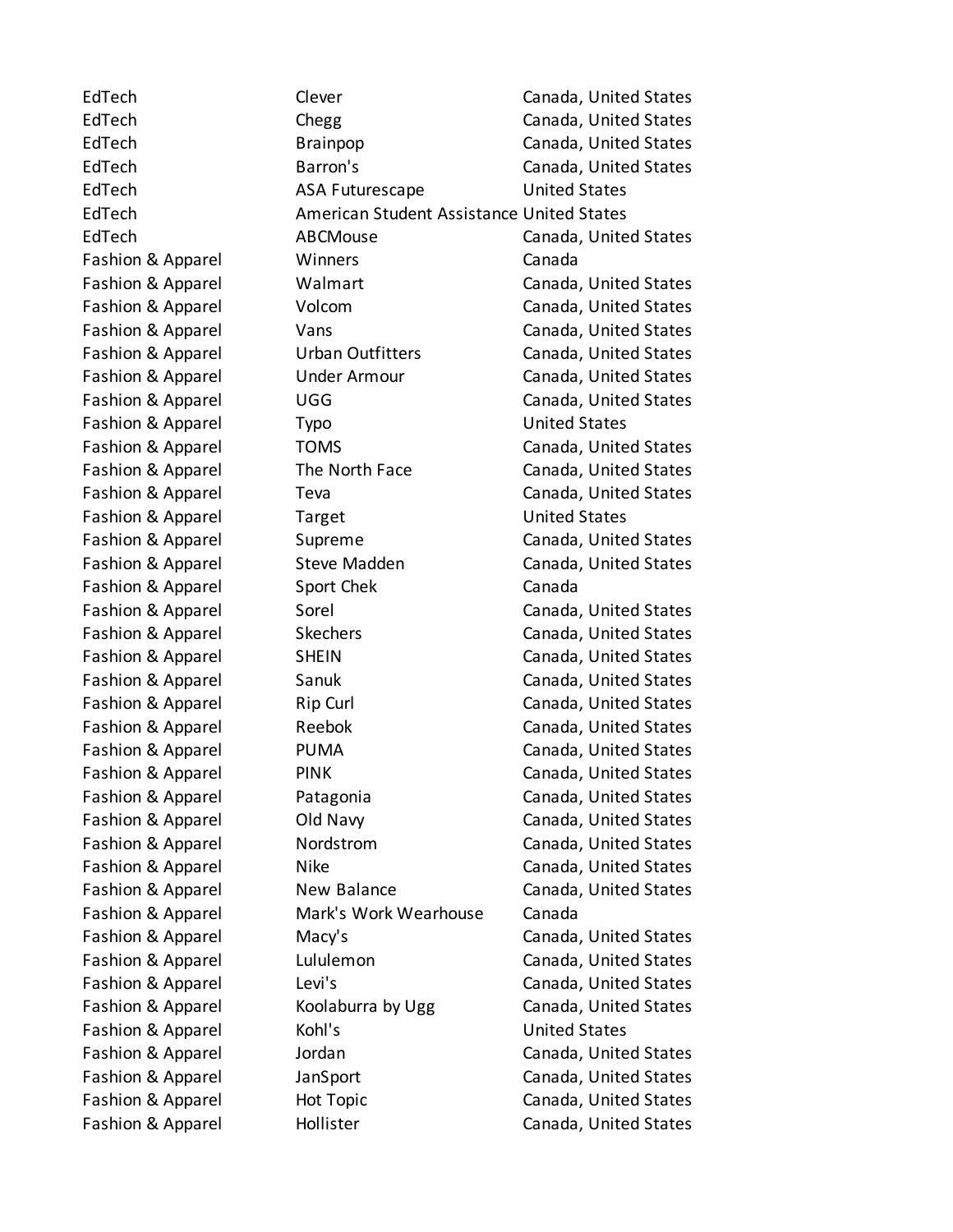| | | |
|---|---|---|
| EdTech | Clever | Canada, United States |
| EdTech | Chegg | Canada, United States |
| EdTech | Brainpop | Canada, United States |
| EdTech | Barron's | Canada, United States |
| EdTech | ASA Futurescape | United States |
| EdTech | American Student Assistance | United States |
| EdTech | ABCMouse | Canada, United States |
| Fashion & Apparel | Winners | Canada |
| Fashion & Apparel | Walmart | Canada, United States |
| Fashion & Apparel | Volcom | Canada, United States |
| Fashion & Apparel | Vans | Canada, United States |
| Fashion & Apparel | Urban Outfitters | Canada, United States |
| Fashion & Apparel | Under Armour | Canada, United States |
| Fashion & Apparel | UGG | Canada, United States |
| Fashion & Apparel | Typo | United States |
| Fashion & Apparel | TOMS | Canada, United States |
| Fashion & Apparel | The North Face | Canada, United States |
| Fashion & Apparel | Teva | Canada, United States |
| Fashion & Apparel | Target | United States |
| Fashion & Apparel | Supreme | Canada, United States |
| Fashion & Apparel | Steve Madden | Canada, United States |
| Fashion & Apparel | Sport Chek | Canada |
| Fashion & Apparel | Sorel | Canada, United States |
| Fashion & Apparel | Skechers | Canada, United States |
| Fashion & Apparel | SHEIN | Canada, United States |
| Fashion & Apparel | Sanuk | Canada, United States |
| Fashion & Apparel | Rip Curl | Canada, United States |
| Fashion & Apparel | Reebok | Canada, United States |
| Fashion & Apparel | PUMA | Canada, United States |
| Fashion & Apparel | PINK | Canada, United States |
| Fashion & Apparel | Patagonia | Canada, United States |
| Fashion & Apparel | Old Navy | Canada, United States |
| Fashion & Apparel | Nordstrom | Canada, United States |
| Fashion & Apparel | Nike | Canada, United States |
| Fashion & Apparel | New Balance | Canada, United States |
| Fashion & Apparel | Mark's Work Wearhouse | Canada |
| Fashion & Apparel | Macy's | Canada, United States |
| Fashion & Apparel | Lululemon | Canada, United States |
| Fashion & Apparel | Levi's | Canada, United States |
| Fashion & Apparel | Koolaburra by Ugg | Canada, United States |
| Fashion & Apparel | Kohl's | United States |
| Fashion & Apparel | Jordan | Canada, United States |
| Fashion & Apparel | JanSport | Canada, United States |
| Fashion & Apparel | Hot Topic | Canada, United States |
| Fashion & Apparel | Hollister | Canada, United States |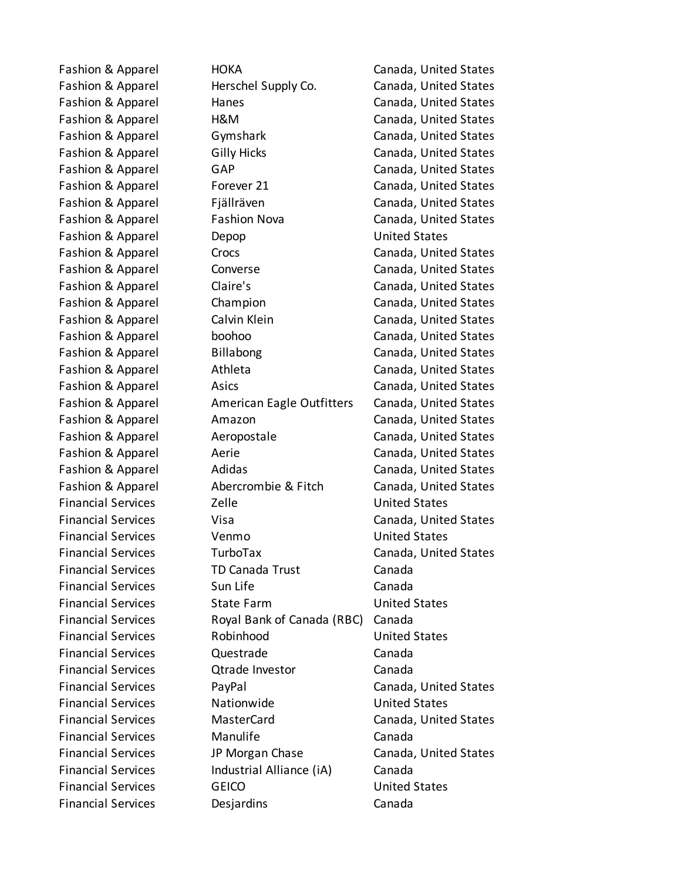| | | |
|---|---|---|
| Fashion & Apparel | HOKA | Canada, United States |
| Fashion & Apparel | Herschel Supply Co. | Canada, United States |
| Fashion & Apparel | Hanes | Canada, United States |
| Fashion & Apparel | H&M | Canada, United States |
| Fashion & Apparel | Gymshark | Canada, United States |
| Fashion & Apparel | Gilly Hicks | Canada, United States |
| Fashion & Apparel | GAP | Canada, United States |
| Fashion & Apparel | Forever 21 | Canada, United States |
| Fashion & Apparel | Fjällräven | Canada, United States |
| Fashion & Apparel | Fashion Nova | Canada, United States |
| Fashion & Apparel | Depop | United States |
| Fashion & Apparel | Crocs | Canada, United States |
| Fashion & Apparel | Converse | Canada, United States |
| Fashion & Apparel | Claire's | Canada, United States |
| Fashion & Apparel | Champion | Canada, United States |
| Fashion & Apparel | Calvin Klein | Canada, United States |
| Fashion & Apparel | boohoo | Canada, United States |
| Fashion & Apparel | Billabong | Canada, United States |
| Fashion & Apparel | Athleta | Canada, United States |
| Fashion & Apparel | Asics | Canada, United States |
| Fashion & Apparel | American Eagle Outfitters | Canada, United States |
| Fashion & Apparel | Amazon | Canada, United States |
| Fashion & Apparel | Aeropostale | Canada, United States |
| Fashion & Apparel | Aerie | Canada, United States |
| Fashion & Apparel | Adidas | Canada, United States |
| Fashion & Apparel | Abercrombie & Fitch | Canada, United States |
| Financial Services | Zelle | United States |
| Financial Services | Visa | Canada, United States |
| Financial Services | Venmo | United States |
| Financial Services | TurboTax | Canada, United States |
| Financial Services | TD Canada Trust | Canada |
| Financial Services | Sun Life | Canada |
| Financial Services | State Farm | United States |
| Financial Services | Royal Bank of Canada (RBC) | Canada |
| Financial Services | Robinhood | United States |
| Financial Services | Questrade | Canada |
| Financial Services | Qtrade Investor | Canada |
| Financial Services | PayPal | Canada, United States |
| Financial Services | Nationwide | United States |
| Financial Services | MasterCard | Canada, United States |
| Financial Services | Manulife | Canada |
| Financial Services | JP Morgan Chase | Canada, United States |
| Financial Services | Industrial Alliance (iA) | Canada |
| Financial Services | GEICO | United States |
| Financial Services | Desjardins | Canada |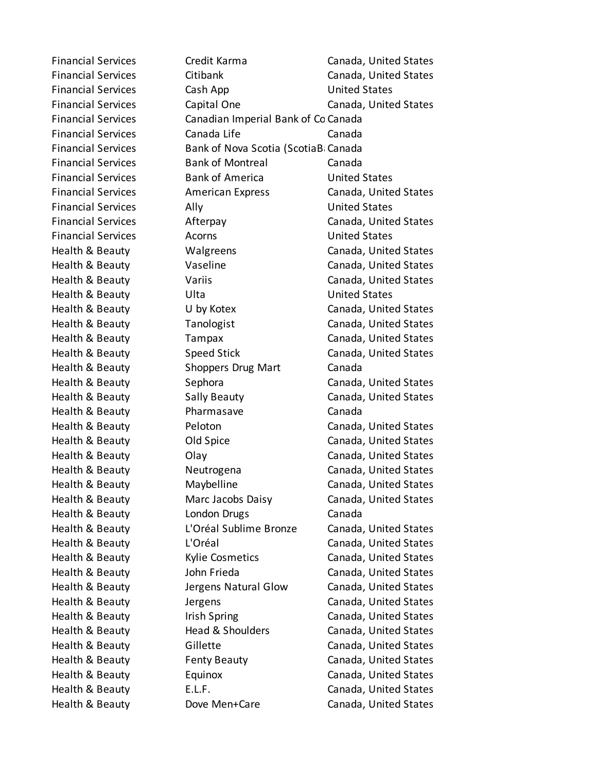| | | |
|---|---|---|
| Financial Services | Credit Karma | Canada, United States |
| Financial Services | Citibank | Canada, United States |
| Financial Services | Cash App | United States |
| Financial Services | Capital One | Canada, United States |
| Financial Services | Canadian Imperial Bank of Co | Canada |
| Financial Services | Canada Life | Canada |
| Financial Services | Bank of Nova Scotia (ScotiaB | Canada |
| Financial Services | Bank of Montreal | Canada |
| Financial Services | Bank of America | United States |
| Financial Services | American Express | Canada, United States |
| Financial Services | Ally | United States |
| Financial Services | Afterpay | Canada, United States |
| Financial Services | Acorns | United States |
| Health & Beauty | Walgreens | Canada, United States |
| Health & Beauty | Vaseline | Canada, United States |
| Health & Beauty | Variis | Canada, United States |
| Health & Beauty | Ulta | United States |
| Health & Beauty | U by Kotex | Canada, United States |
| Health & Beauty | Tanologist | Canada, United States |
| Health & Beauty | Tampax | Canada, United States |
| Health & Beauty | Speed Stick | Canada, United States |
| Health & Beauty | Shoppers Drug Mart | Canada |
| Health & Beauty | Sephora | Canada, United States |
| Health & Beauty | Sally Beauty | Canada, United States |
| Health & Beauty | Pharmasave | Canada |
| Health & Beauty | Peloton | Canada, United States |
| Health & Beauty | Old Spice | Canada, United States |
| Health & Beauty | Olay | Canada, United States |
| Health & Beauty | Neutrogena | Canada, United States |
| Health & Beauty | Maybelline | Canada, United States |
| Health & Beauty | Marc Jacobs Daisy | Canada, United States |
| Health & Beauty | London Drugs | Canada |
| Health & Beauty | L'Oréal Sublime Bronze | Canada, United States |
| Health & Beauty | L'Oréal | Canada, United States |
| Health & Beauty | Kylie Cosmetics | Canada, United States |
| Health & Beauty | John Frieda | Canada, United States |
| Health & Beauty | Jergens Natural Glow | Canada, United States |
| Health & Beauty | Jergens | Canada, United States |
| Health & Beauty | Irish Spring | Canada, United States |
| Health & Beauty | Head & Shoulders | Canada, United States |
| Health & Beauty | Gillette | Canada, United States |
| Health & Beauty | Fenty Beauty | Canada, United States |
| Health & Beauty | Equinox | Canada, United States |
| Health & Beauty | E.L.F. | Canada, United States |
| Health & Beauty | Dove Men+Care | Canada, United States |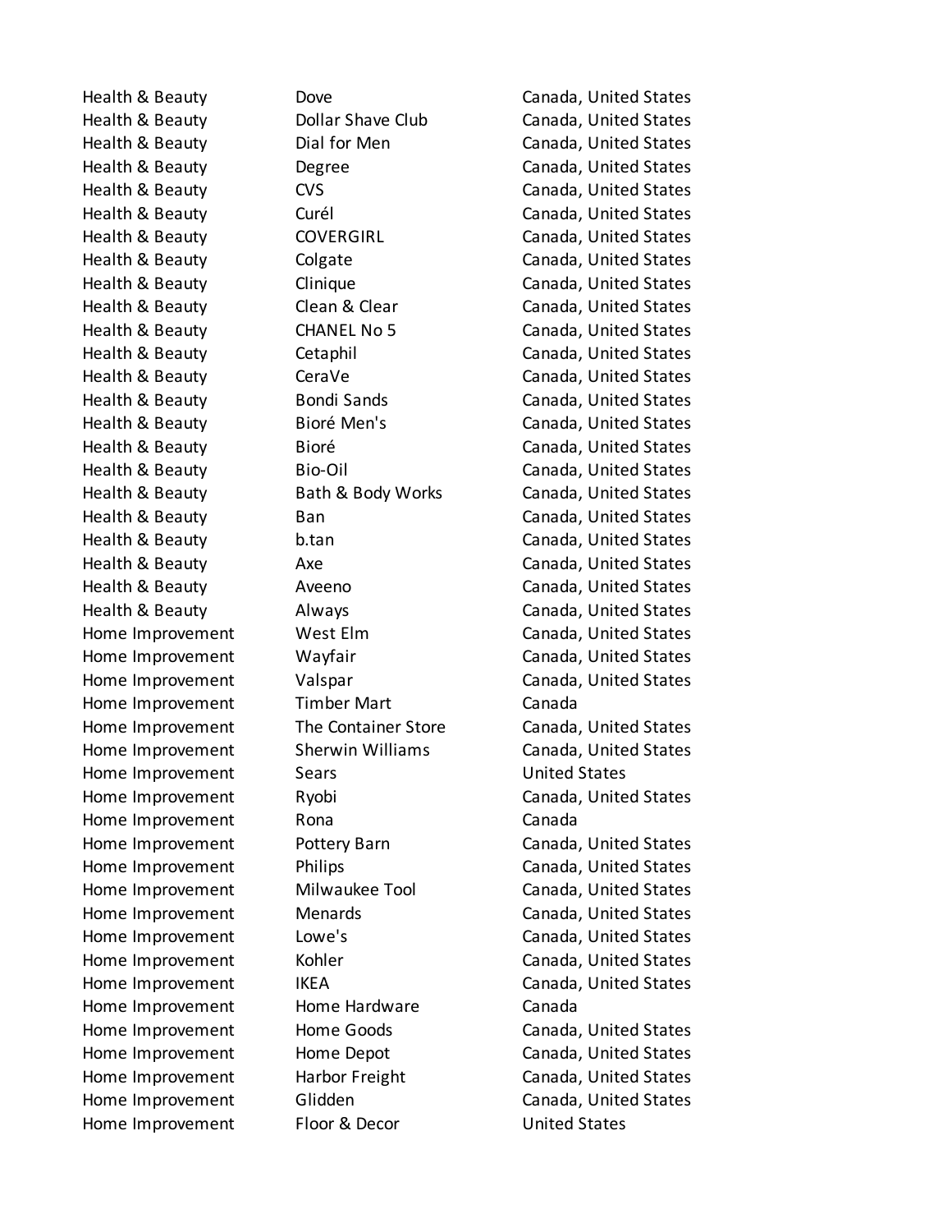| | | |
|---|---|---|
| Health & Beauty | Dove | Canada, United States |
| Health & Beauty | Dollar Shave Club | Canada, United States |
| Health & Beauty | Dial for Men | Canada, United States |
| Health & Beauty | Degree | Canada, United States |
| Health & Beauty | CVS | Canada, United States |
| Health & Beauty | Curél | Canada, United States |
| Health & Beauty | COVERGIRL | Canada, United States |
| Health & Beauty | Colgate | Canada, United States |
| Health & Beauty | Clinique | Canada, United States |
| Health & Beauty | Clean & Clear | Canada, United States |
| Health & Beauty | CHANEL No 5 | Canada, United States |
| Health & Beauty | Cetaphil | Canada, United States |
| Health & Beauty | CeraVe | Canada, United States |
| Health & Beauty | Bondi Sands | Canada, United States |
| Health & Beauty | Bioré Men's | Canada, United States |
| Health & Beauty | Bioré | Canada, United States |
| Health & Beauty | Bio-Oil | Canada, United States |
| Health & Beauty | Bath & Body Works | Canada, United States |
| Health & Beauty | Ban | Canada, United States |
| Health & Beauty | b.tan | Canada, United States |
| Health & Beauty | Axe | Canada, United States |
| Health & Beauty | Aveeno | Canada, United States |
| Health & Beauty | Always | Canada, United States |
| Home Improvement | West Elm | Canada, United States |
| Home Improvement | Wayfair | Canada, United States |
| Home Improvement | Valspar | Canada, United States |
| Home Improvement | Timber Mart | Canada |
| Home Improvement | The Container Store | Canada, United States |
| Home Improvement | Sherwin Williams | Canada, United States |
| Home Improvement | Sears | United States |
| Home Improvement | Ryobi | Canada, United States |
| Home Improvement | Rona | Canada |
| Home Improvement | Pottery Barn | Canada, United States |
| Home Improvement | Philips | Canada, United States |
| Home Improvement | Milwaukee Tool | Canada, United States |
| Home Improvement | Menards | Canada, United States |
| Home Improvement | Lowe's | Canada, United States |
| Home Improvement | Kohler | Canada, United States |
| Home Improvement | IKEA | Canada, United States |
| Home Improvement | Home Hardware | Canada |
| Home Improvement | Home Goods | Canada, United States |
| Home Improvement | Home Depot | Canada, United States |
| Home Improvement | Harbor Freight | Canada, United States |
| Home Improvement | Glidden | Canada, United States |
| Home Improvement | Floor & Decor | United States |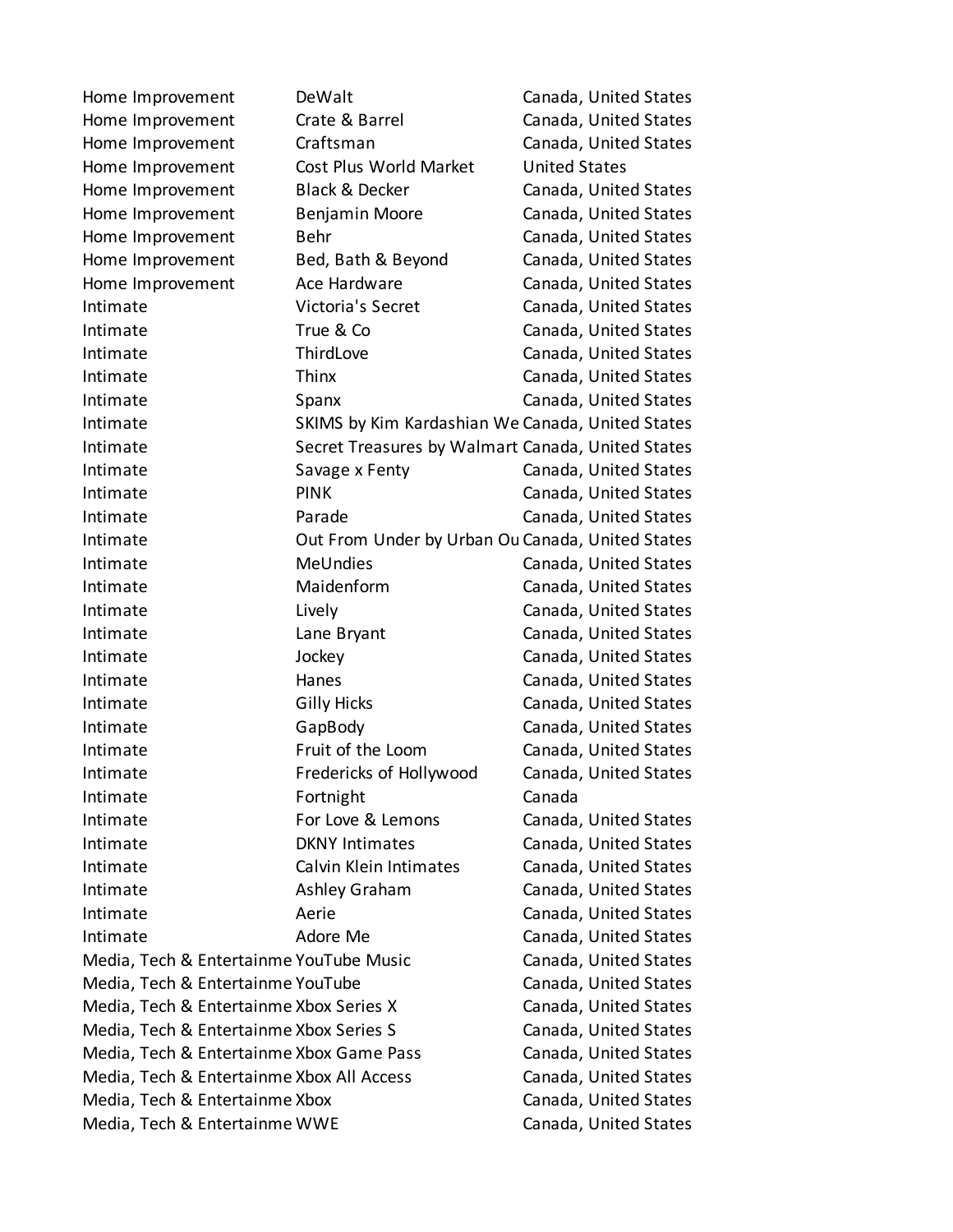| | | |
|---|---|---|
| Home Improvement | DeWalt | Canada, United States |
| Home Improvement | Crate & Barrel | Canada, United States |
| Home Improvement | Craftsman | Canada, United States |
| Home Improvement | Cost Plus World Market | United States |
| Home Improvement | Black & Decker | Canada, United States |
| Home Improvement | Benjamin Moore | Canada, United States |
| Home Improvement | Behr | Canada, United States |
| Home Improvement | Bed, Bath & Beyond | Canada, United States |
| Home Improvement | Ace Hardware | Canada, United States |
| Intimate | Victoria's Secret | Canada, United States |
| Intimate | True & Co | Canada, United States |
| Intimate | ThirdLove | Canada, United States |
| Intimate | Thinx | Canada, United States |
| Intimate | Spanx | Canada, United States |
| Intimate | SKIMS by Kim Kardashian We | Canada, United States |
| Intimate | Secret Treasures by Walmart | Canada, United States |
| Intimate | Savage x Fenty | Canada, United States |
| Intimate | PINK | Canada, United States |
| Intimate | Parade | Canada, United States |
| Intimate | Out From Under by Urban Ou | Canada, United States |
| Intimate | MeUndies | Canada, United States |
| Intimate | Maidenform | Canada, United States |
| Intimate | Lively | Canada, United States |
| Intimate | Lane Bryant | Canada, United States |
| Intimate | Jockey | Canada, United States |
| Intimate | Hanes | Canada, United States |
| Intimate | Gilly Hicks | Canada, United States |
| Intimate | GapBody | Canada, United States |
| Intimate | Fruit of the Loom | Canada, United States |
| Intimate | Fredericks of Hollywood | Canada, United States |
| Intimate | Fortnight | Canada |
| Intimate | For Love & Lemons | Canada, United States |
| Intimate | DKNY Intimates | Canada, United States |
| Intimate | Calvin Klein Intimates | Canada, United States |
| Intimate | Ashley Graham | Canada, United States |
| Intimate | Aerie | Canada, United States |
| Intimate | Adore Me | Canada, United States |
| Media, Tech & Entertainme | YouTube Music | Canada, United States |
| Media, Tech & Entertainme | YouTube | Canada, United States |
| Media, Tech & Entertainme | Xbox Series X | Canada, United States |
| Media, Tech & Entertainme | Xbox Series S | Canada, United States |
| Media, Tech & Entertainme | Xbox Game Pass | Canada, United States |
| Media, Tech & Entertainme | Xbox All Access | Canada, United States |
| Media, Tech & Entertainme | Xbox | Canada, United States |
| Media, Tech & Entertainme | WWE | Canada, United States |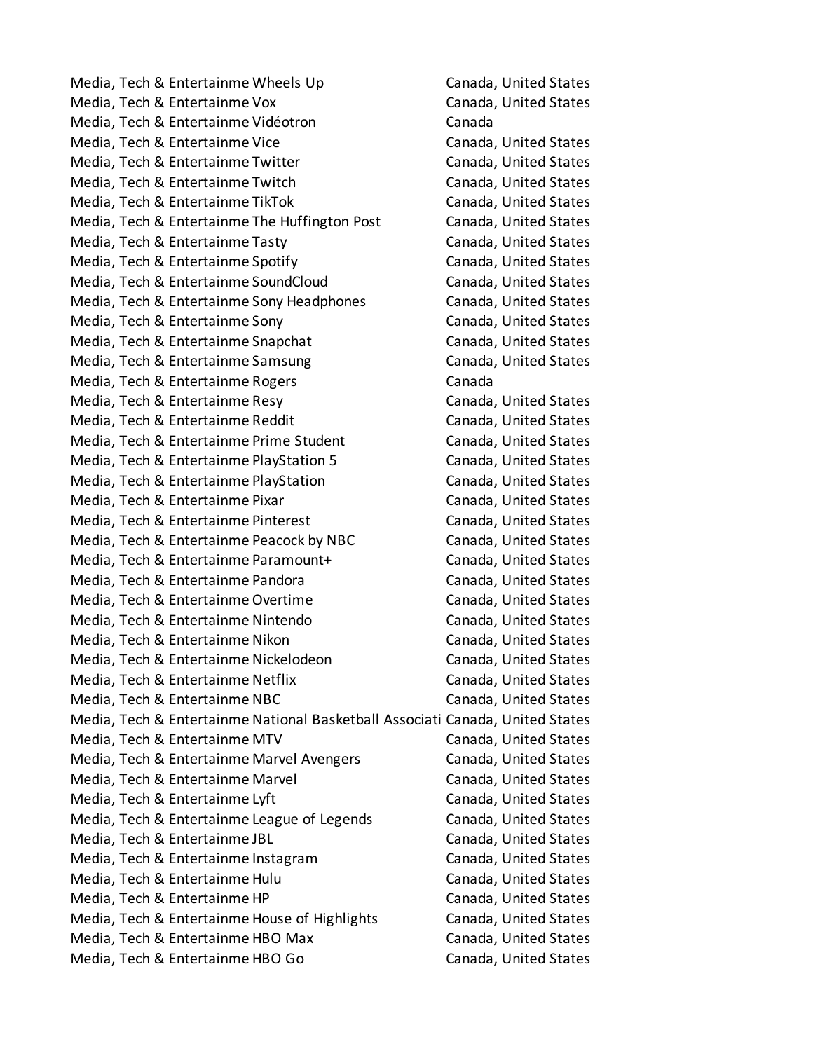| | | |
|---|---|---|
| Media, Tech & Entertainme | Wheels Up | Canada, United States |
| Media, Tech & Entertainme | Vox | Canada, United States |
| Media, Tech & Entertainme | Vidéotron | Canada |
| Media, Tech & Entertainme | Vice | Canada, United States |
| Media, Tech & Entertainme | Twitter | Canada, United States |
| Media, Tech & Entertainme | Twitch | Canada, United States |
| Media, Tech & Entertainme | TikTok | Canada, United States |
| Media, Tech & Entertainme | The Huffington Post | Canada, United States |
| Media, Tech & Entertainme | Tasty | Canada, United States |
| Media, Tech & Entertainme | Spotify | Canada, United States |
| Media, Tech & Entertainme | SoundCloud | Canada, United States |
| Media, Tech & Entertainme | Sony Headphones | Canada, United States |
| Media, Tech & Entertainme | Sony | Canada, United States |
| Media, Tech & Entertainme | Snapchat | Canada, United States |
| Media, Tech & Entertainme | Samsung | Canada, United States |
| Media, Tech & Entertainme | Rogers | Canada |
| Media, Tech & Entertainme | Resy | Canada, United States |
| Media, Tech & Entertainme | Reddit | Canada, United States |
| Media, Tech & Entertainme | Prime Student | Canada, United States |
| Media, Tech & Entertainme | PlayStation 5 | Canada, United States |
| Media, Tech & Entertainme | PlayStation | Canada, United States |
| Media, Tech & Entertainme | Pixar | Canada, United States |
| Media, Tech & Entertainme | Pinterest | Canada, United States |
| Media, Tech & Entertainme | Peacock by NBC | Canada, United States |
| Media, Tech & Entertainme | Paramount+ | Canada, United States |
| Media, Tech & Entertainme | Pandora | Canada, United States |
| Media, Tech & Entertainme | Overtime | Canada, United States |
| Media, Tech & Entertainme | Nintendo | Canada, United States |
| Media, Tech & Entertainme | Nikon | Canada, United States |
| Media, Tech & Entertainme | Nickelodeon | Canada, United States |
| Media, Tech & Entertainme | Netflix | Canada, United States |
| Media, Tech & Entertainme | NBC | Canada, United States |
| Media, Tech & Entertainme | National Basketball Associati | Canada, United States |
| Media, Tech & Entertainme | MTV | Canada, United States |
| Media, Tech & Entertainme | Marvel Avengers | Canada, United States |
| Media, Tech & Entertainme | Marvel | Canada, United States |
| Media, Tech & Entertainme | Lyft | Canada, United States |
| Media, Tech & Entertainme | League of Legends | Canada, United States |
| Media, Tech & Entertainme | JBL | Canada, United States |
| Media, Tech & Entertainme | Instagram | Canada, United States |
| Media, Tech & Entertainme | Hulu | Canada, United States |
| Media, Tech & Entertainme | HP | Canada, United States |
| Media, Tech & Entertainme | House of Highlights | Canada, United States |
| Media, Tech & Entertainme | HBO Max | Canada, United States |
| Media, Tech & Entertainme | HBO Go | Canada, United States |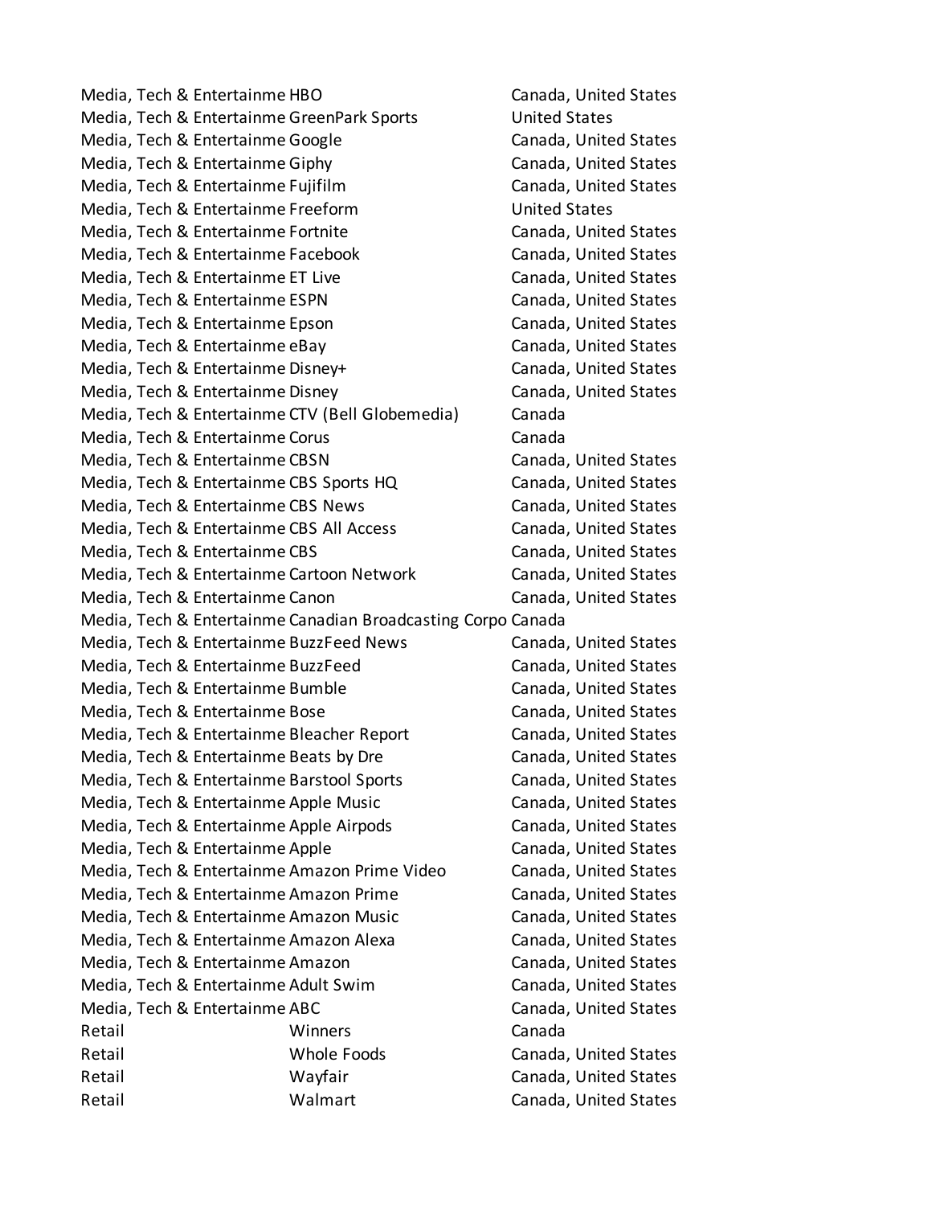| | | |
|---|---|---|
| Media, Tech & Entertainme | HBO | Canada, United States |
| Media, Tech & Entertainme | GreenPark Sports | United States |
| Media, Tech & Entertainme | Google | Canada, United States |
| Media, Tech & Entertainme | Giphy | Canada, United States |
| Media, Tech & Entertainme | Fujifilm | Canada, United States |
| Media, Tech & Entertainme | Freeform | United States |
| Media, Tech & Entertainme | Fortnite | Canada, United States |
| Media, Tech & Entertainme | Facebook | Canada, United States |
| Media, Tech & Entertainme | ET Live | Canada, United States |
| Media, Tech & Entertainme | ESPN | Canada, United States |
| Media, Tech & Entertainme | Epson | Canada, United States |
| Media, Tech & Entertainme | eBay | Canada, United States |
| Media, Tech & Entertainme | Disney+ | Canada, United States |
| Media, Tech & Entertainme | Disney | Canada, United States |
| Media, Tech & Entertainme | CTV (Bell Globemedia) | Canada |
| Media, Tech & Entertainme | Corus | Canada |
| Media, Tech & Entertainme | CBSN | Canada, United States |
| Media, Tech & Entertainme | CBS Sports HQ | Canada, United States |
| Media, Tech & Entertainme | CBS News | Canada, United States |
| Media, Tech & Entertainme | CBS All Access | Canada, United States |
| Media, Tech & Entertainme | CBS | Canada, United States |
| Media, Tech & Entertainme | Cartoon Network | Canada, United States |
| Media, Tech & Entertainme | Canon | Canada, United States |
| Media, Tech & Entertainme | Canadian Broadcasting Corpo | Canada |
| Media, Tech & Entertainme | BuzzFeed News | Canada, United States |
| Media, Tech & Entertainme | BuzzFeed | Canada, United States |
| Media, Tech & Entertainme | Bumble | Canada, United States |
| Media, Tech & Entertainme | Bose | Canada, United States |
| Media, Tech & Entertainme | Bleacher Report | Canada, United States |
| Media, Tech & Entertainme | Beats by Dre | Canada, United States |
| Media, Tech & Entertainme | Barstool Sports | Canada, United States |
| Media, Tech & Entertainme | Apple Music | Canada, United States |
| Media, Tech & Entertainme | Apple Airpods | Canada, United States |
| Media, Tech & Entertainme | Apple | Canada, United States |
| Media, Tech & Entertainme | Amazon Prime Video | Canada, United States |
| Media, Tech & Entertainme | Amazon Prime | Canada, United States |
| Media, Tech & Entertainme | Amazon Music | Canada, United States |
| Media, Tech & Entertainme | Amazon Alexa | Canada, United States |
| Media, Tech & Entertainme | Amazon | Canada, United States |
| Media, Tech & Entertainme | Adult Swim | Canada, United States |
| Media, Tech & Entertainme | ABC | Canada, United States |
| Retail | Winners | Canada |
| Retail | Whole Foods | Canada, United States |
| Retail | Wayfair | Canada, United States |
| Retail | Walmart | Canada, United States |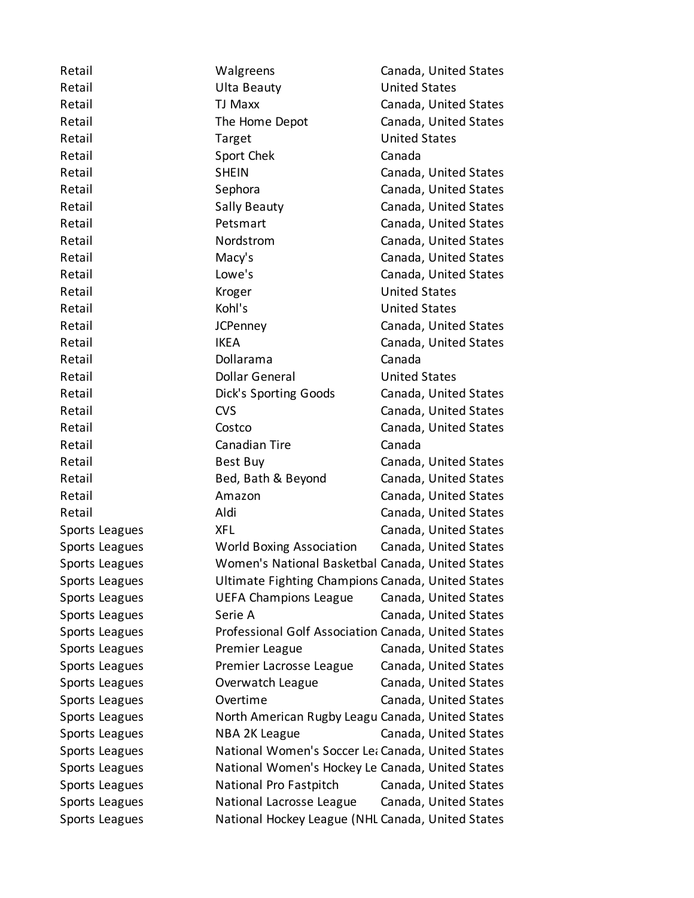| | | |
|---|---|---|
| Retail | Walgreens | Canada, United States |
| Retail | Ulta Beauty | United States |
| Retail | TJ Maxx | Canada, United States |
| Retail | The Home Depot | Canada, United States |
| Retail | Target | United States |
| Retail | Sport Chek | Canada |
| Retail | SHEIN | Canada, United States |
| Retail | Sephora | Canada, United States |
| Retail | Sally Beauty | Canada, United States |
| Retail | Petsmart | Canada, United States |
| Retail | Nordstrom | Canada, United States |
| Retail | Macy's | Canada, United States |
| Retail | Lowe's | Canada, United States |
| Retail | Kroger | United States |
| Retail | Kohl's | United States |
| Retail | JCPenney | Canada, United States |
| Retail | IKEA | Canada, United States |
| Retail | Dollarama | Canada |
| Retail | Dollar General | United States |
| Retail | Dick's Sporting Goods | Canada, United States |
| Retail | CVS | Canada, United States |
| Retail | Costco | Canada, United States |
| Retail | Canadian Tire | Canada |
| Retail | Best Buy | Canada, United States |
| Retail | Bed, Bath & Beyond | Canada, United States |
| Retail | Amazon | Canada, United States |
| Retail | Aldi | Canada, United States |
| Sports Leagues | XFL | Canada, United States |
| Sports Leagues | World Boxing Association | Canada, United States |
| Sports Leagues | Women's National Basketbal | Canada, United States |
| Sports Leagues | Ultimate Fighting Champions | Canada, United States |
| Sports Leagues | UEFA Champions League | Canada, United States |
| Sports Leagues | Serie A | Canada, United States |
| Sports Leagues | Professional Golf Association | Canada, United States |
| Sports Leagues | Premier League | Canada, United States |
| Sports Leagues | Premier Lacrosse League | Canada, United States |
| Sports Leagues | Overwatch League | Canada, United States |
| Sports Leagues | Overtime | Canada, United States |
| Sports Leagues | North American Rugby Leagu | Canada, United States |
| Sports Leagues | NBA 2K League | Canada, United States |
| Sports Leagues | National Women's Soccer Lea | Canada, United States |
| Sports Leagues | National Women's Hockey Le | Canada, United States |
| Sports Leagues | National Pro Fastpitch | Canada, United States |
| Sports Leagues | National Lacrosse League | Canada, United States |
| Sports Leagues | National Hockey League (NHL | Canada, United States |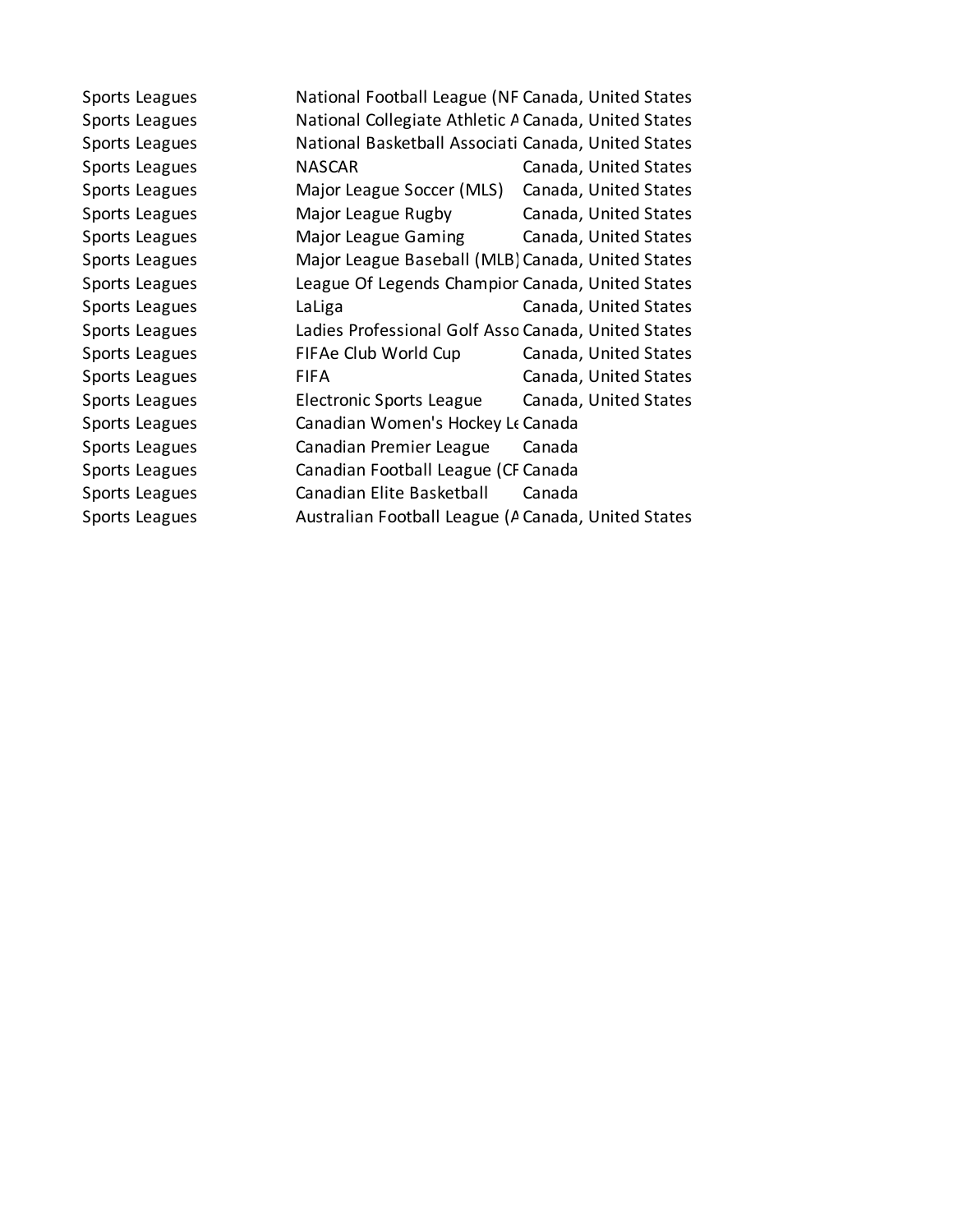| | | |
|---|---|---|
| Sports Leagues | National Football League (NF | Canada, United States |
| Sports Leagues | National Collegiate Athletic A | Canada, United States |
| Sports Leagues | National Basketball Associati | Canada, United States |
| Sports Leagues | NASCAR | Canada, United States |
| Sports Leagues | Major League Soccer (MLS) | Canada, United States |
| Sports Leagues | Major League Rugby | Canada, United States |
| Sports Leagues | Major League Gaming | Canada, United States |
| Sports Leagues | Major League Baseball (MLB) | Canada, United States |
| Sports Leagues | League Of Legends Champior | Canada, United States |
| Sports Leagues | LaLiga | Canada, United States |
| Sports Leagues | Ladies Professional Golf Asso | Canada, United States |
| Sports Leagues | FIFAe Club World Cup | Canada, United States |
| Sports Leagues | FIFA | Canada, United States |
| Sports Leagues | Electronic Sports League | Canada, United States |
| Sports Leagues | Canadian Women's Hockey Le | Canada |
| Sports Leagues | Canadian Premier League | Canada |
| Sports Leagues | Canadian Football League (CF | Canada |
| Sports Leagues | Canadian Elite Basketball | Canada |
| Sports Leagues | Australian Football League (A | Canada, United States |